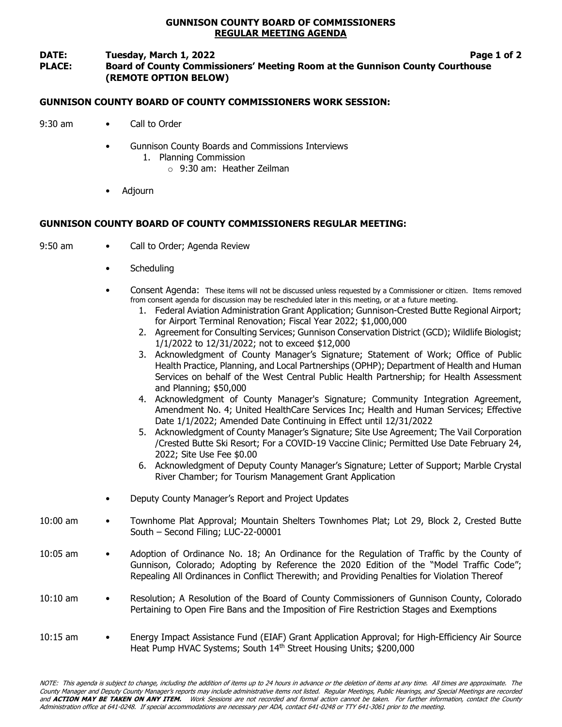# GUNNISON COUNTY BOARD OF COMMISSIONERS
## REGULAR MEETING AGENDA

**DATE:** **Tuesday, March 1, 2022**
**PLACE:** **Board of County Commissioners' Meeting Room at the Gunnison County Courthouse (REMOTE OPTION BELOW)**

### GUNNISON COUNTY BOARD OF COUNTY COMMISSIONERS WORK SESSION:

9:30 am

- Call to Order
- Gunnison County Boards and Commissions Interviews
  1. Planning Commission
     - 9:30 am: Heather Zeilman
- Adjourn

### GUNNISON COUNTY BOARD OF COUNTY COMMISSIONERS REGULAR MEETING:

9:50 am

- Call to Order; Agenda Review
- Scheduling
- Consent Agenda: These items will not be discussed unless requested by a Commissioner or citizen. Items removed from consent agenda for discussion may be rescheduled later in this meeting, or at a future meeting.
  1. Federal Aviation Administration Grant Application; Gunnison-Crested Butte Regional Airport; for Airport Terminal Renovation; Fiscal Year 2022; $1,000,000
  2. Agreement for Consulting Services; Gunnison Conservation District (GCD); Wildlife Biologist; 1/1/2022 to 12/31/2022; not to exceed $12,000
  3. Acknowledgment of County Manager's Signature; Statement of Work; Office of Public Health Practice, Planning, and Local Partnerships (OPHP); Department of Health and Human Services on behalf of the West Central Public Health Partnership; for Health Assessment and Planning; $50,000
  4. Acknowledgment of County Manager's Signature; Community Integration Agreement, Amendment No. 4; United HealthCare Services Inc; Health and Human Services; Effective Date 1/1/2022; Amended Date Continuing in Effect until 12/31/2022
  5. Acknowledgment of County Manager's Signature; Site Use Agreement; The Vail Corporation /Crested Butte Ski Resort; For a COVID-19 Vaccine Clinic; Permitted Use Date February 24, 2022; Site Use Fee $0.00
  6. Acknowledgment of Deputy County Manager's Signature; Letter of Support; Marble Crystal River Chamber; for Tourism Management Grant Application
- Deputy County Manager's Report and Project Updates

10:00 am

- Townhome Plat Approval; Mountain Shelters Townhomes Plat; Lot 29, Block 2, Crested Butte South – Second Filing; LUC-22-00001

10:05 am

- Adoption of Ordinance No. 18; An Ordinance for the Regulation of Traffic by the County of Gunnison, Colorado; Adopting by Reference the 2020 Edition of the "Model Traffic Code"; Repealing All Ordinances in Conflict Therewith; and Providing Penalties for Violation Thereof

10:10 am

- Resolution; A Resolution of the Board of County Commissioners of Gunnison County, Colorado Pertaining to Open Fire Bans and the Imposition of Fire Restriction Stages and Exemptions

10:15 am

- Energy Impact Assistance Fund (EIAF) Grant Application Approval; for High-Efficiency Air Source Heat Pump HVAC Systems; South 14th Street Housing Units; $200,000

*NOTE: This agenda is subject to change, including the addition of items up to 24 hours in advance or the deletion of items at any time. All times are approximate. The County Manager and Deputy County Manager's reports may include administrative items not listed. Regular Meetings, Public Hearings, and Special Meetings are recorded and **ACTION MAY BE TAKEN ON ANY ITEM.** Work Sessions are not recorded and formal action cannot be taken. For further information, contact the County Administration office at 641-0248. If special accommodations are necessary per ADA, contact 641-0248 or TTY 641-3061 prior to the meeting.*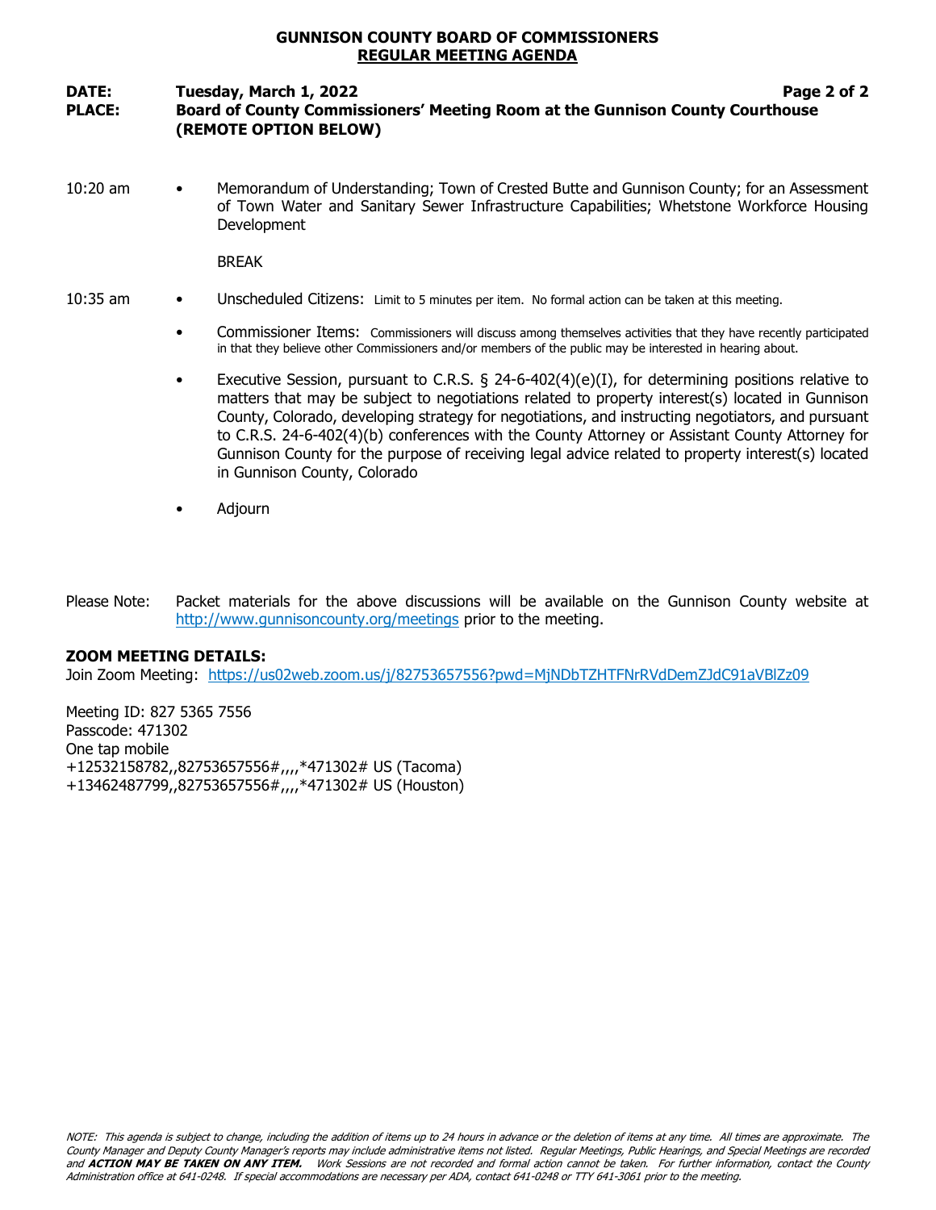**GUNNISON COUNTY BOARD OF COMMISSIONERS**
**REGULAR MEETING AGENDA**

**DATE:** **Tuesday, March 1, 2022**
**PLACE:** **Board of County Commissioners' Meeting Room at the Gunnison County Courthouse (REMOTE OPTION BELOW)**

10:20 am
- Memorandum of Understanding; Town of Crested Butte and Gunnison County; for an Assessment of Town Water and Sanitary Sewer Infrastructure Capabilities; Whetstone Workforce Housing Development

  BREAK

10:35 am
- Unscheduled Citizens: Limit to 5 minutes per item. No formal action can be taken at this meeting.
- Commissioner Items: Commissioners will discuss among themselves activities that they have recently participated in that they believe other Commissioners and/or members of the public may be interested in hearing about.
- Executive Session, pursuant to C.R.S. § 24-6-402(4)(e)(I), for determining positions relative to matters that may be subject to negotiations related to property interest(s) located in Gunnison County, Colorado, developing strategy for negotiations, and instructing negotiators, and pursuant to C.R.S. 24-6-402(4)(b) conferences with the County Attorney or Assistant County Attorney for Gunnison County for the purpose of receiving legal advice related to property interest(s) located in Gunnison County, Colorado
- Adjourn

Please Note: Packet materials for the above discussions will be available on the Gunnison County website at http://www.gunnisoncounty.org/meetings prior to the meeting.

**ZOOM MEETING DETAILS:**
Join Zoom Meeting: https://us02web.zoom.us/j/82753657556?pwd=MjNDbTZHTFNrRVdDemZJdC91aVBlZz09

Meeting ID: 827 5365 7556
Passcode: 471302
One tap mobile
+12532158782,,82753657556#,,,,*471302# US (Tacoma)
+13462487799,,82753657556#,,,,*471302# US (Houston)

*NOTE: This agenda is subject to change, including the addition of items up to 24 hours in advance or the deletion of items at any time. All times are approximate. The County Manager and Deputy County Manager's reports may include administrative items not listed. Regular Meetings, Public Hearings, and Special Meetings are recorded and **ACTION MAY BE TAKEN ON ANY ITEM.** Work Sessions are not recorded and formal action cannot be taken. For further information, contact the County Administration office at 641-0248. If special accommodations are necessary per ADA, contact 641-0248 or TTY 641-3061 prior to the meeting.*